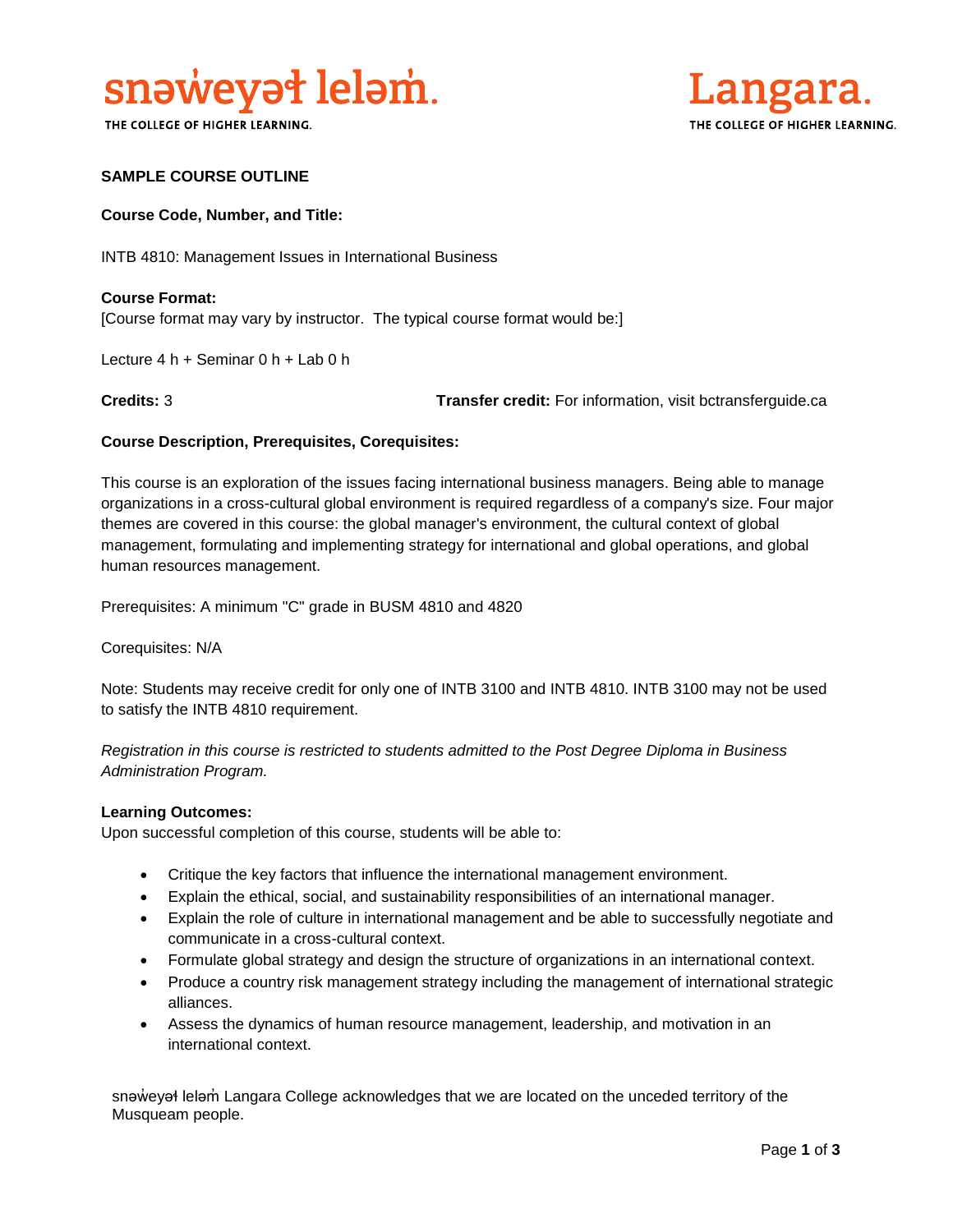snəw̓eyəɬ leləm̓. THE COLLEGE OF HIGHER LEARNING.

Langara. THE COLLEGE OF HIGHER LEARNING.

**SAMPLE COURSE OUTLINE**

**Course Code, Number, and Title:**

INTB 4810: Management Issues in International Business

**Course Format:**
[Course format may vary by instructor. The typical course format would be:]

Lecture 4 h + Seminar 0 h + Lab 0 h

**Credits:** 3

**Transfer credit:** For information, visit bctransferguide.ca

**Course Description, Prerequisites, Corequisites:**

This course is an exploration of the issues facing international business managers. Being able to manage organizations in a cross-cultural global environment is required regardless of a company's size. Four major themes are covered in this course: the global manager's environment, the cultural context of global management, formulating and implementing strategy for international and global operations, and global human resources management.

Prerequisites: A minimum "C" grade in BUSM 4810 and 4820

Corequisites: N/A

Note: Students may receive credit for only one of INTB 3100 and INTB 4810. INTB 3100 may not be used to satisfy the INTB 4810 requirement.

*Registration in this course is restricted to students admitted to the Post Degree Diploma in Business Administration Program.*

**Learning Outcomes:**
Upon successful completion of this course, students will be able to:

- Critique the key factors that influence the international management environment.
- Explain the ethical, social, and sustainability responsibilities of an international manager.
- Explain the role of culture in international management and be able to successfully negotiate and communicate in a cross-cultural context.
- Formulate global strategy and design the structure of organizations in an international context.
- Produce a country risk management strategy including the management of international strategic alliances.
- Assess the dynamics of human resource management, leadership, and motivation in an international context.

snəw̓eyəɬ leləm̓ Langara College acknowledges that we are located on the unceded territory of the Musqueam people.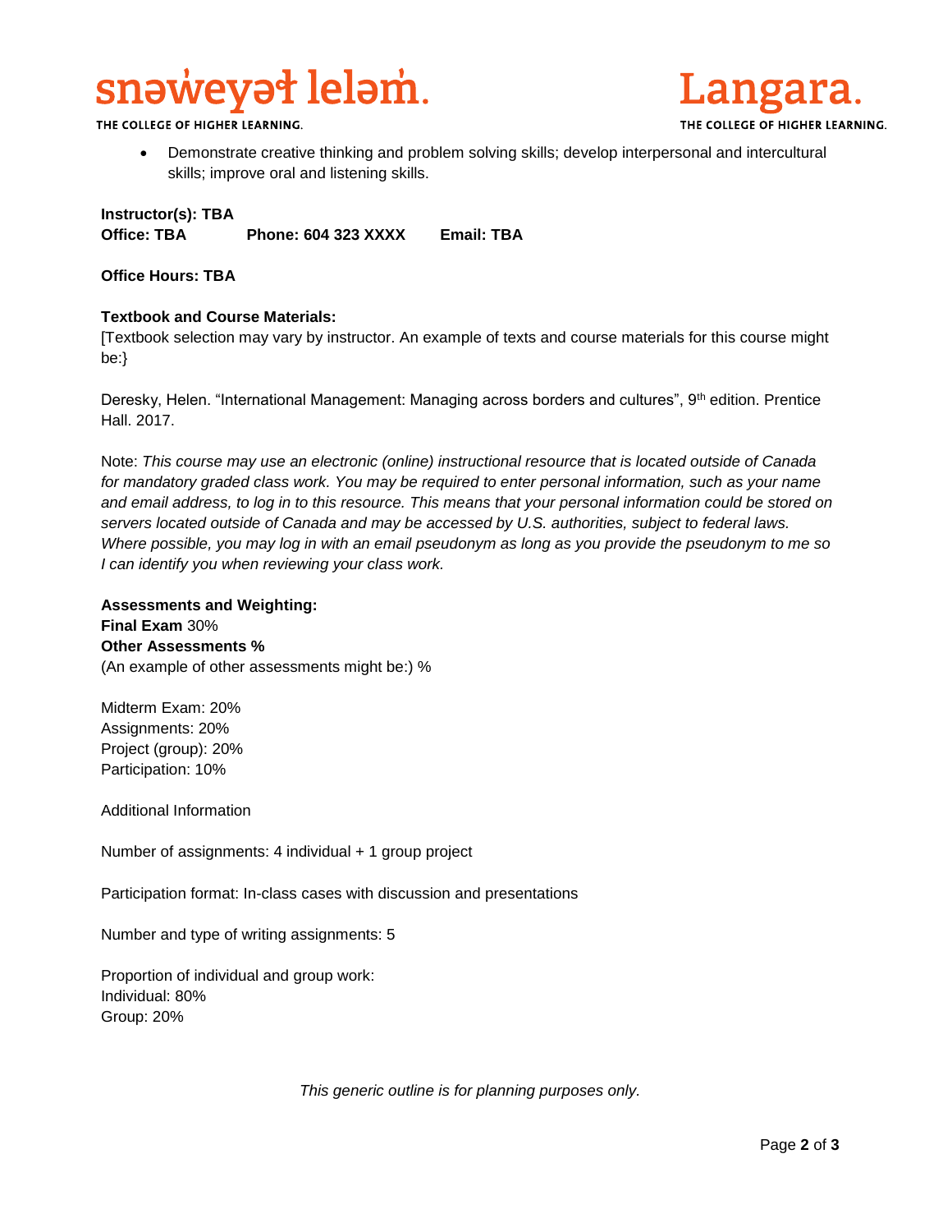- Demonstrate creative thinking and problem solving skills; develop interpersonal and intercultural skills; improve oral and listening skills.

**Instructor(s): TBA**
**Office: TBA** **Phone: 604 323 XXXX** **Email: TBA**

**Office Hours: TBA**

**Textbook and Course Materials:**
[Textbook selection may vary by instructor. An example of texts and course materials for this course might be:}

Deresky, Helen. "International Management: Managing across borders and cultures", 9th edition. Prentice Hall. 2017.

Note: *This course may use an electronic (online) instructional resource that is located outside of Canada for mandatory graded class work. You may be required to enter personal information, such as your name and email address, to log in to this resource. This means that your personal information could be stored on servers located outside of Canada and may be accessed by U.S. authorities, subject to federal laws. Where possible, you may log in with an email pseudonym as long as you provide the pseudonym to me so I can identify you when reviewing your class work.*

**Assessments and Weighting:**
**Final Exam** 30%
**Other Assessments %**
(An example of other assessments might be:) %

Midterm Exam: 20%
Assignments: 20%
Project (group): 20%
Participation: 10%

Additional Information

Number of assignments: 4 individual + 1 group project

Participation format: In-class cases with discussion and presentations

Number and type of writing assignments: 5

Proportion of individual and group work:
Individual: 80%
Group: 20%

*This generic outline is for planning purposes only.*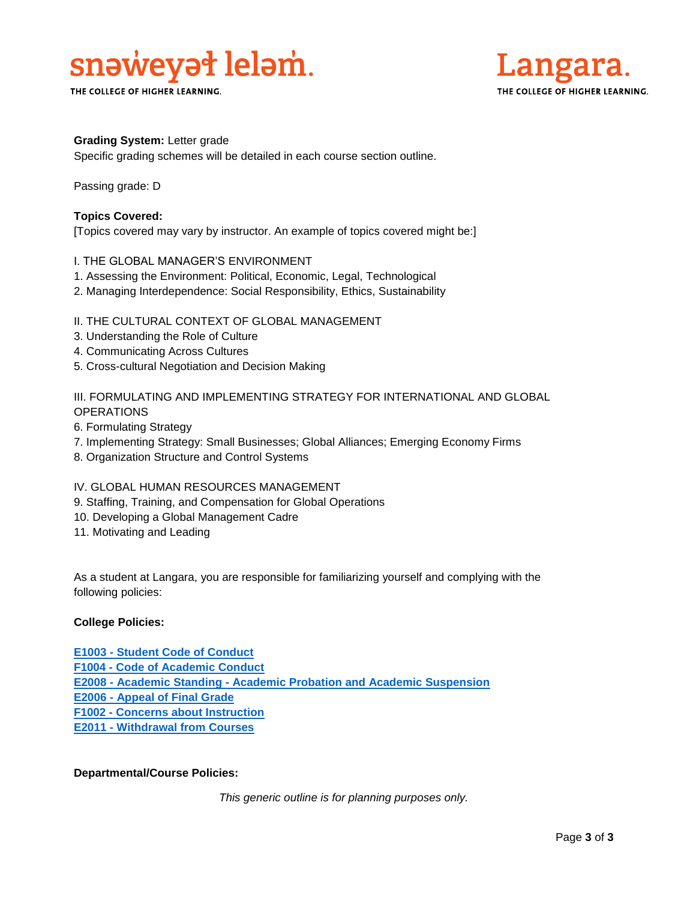**Grading System:** Letter grade
Specific grading schemes will be detailed in each course section outline.

Passing grade: D

**Topics Covered:**
[Topics covered may vary by instructor. An example of topics covered might be:]

I. THE GLOBAL MANAGER'S ENVIRONMENT
1. Assessing the Environment: Political, Economic, Legal, Technological
2. Managing Interdependence: Social Responsibility, Ethics, Sustainability

II. THE CULTURAL CONTEXT OF GLOBAL MANAGEMENT
3. Understanding the Role of Culture
4. Communicating Across Cultures
5. Cross-cultural Negotiation and Decision Making

III. FORMULATING AND IMPLEMENTING STRATEGY FOR INTERNATIONAL AND GLOBAL OPERATIONS
6. Formulating Strategy
7. Implementing Strategy: Small Businesses; Global Alliances; Emerging Economy Firms
8. Organization Structure and Control Systems

IV. GLOBAL HUMAN RESOURCES MANAGEMENT
9. Staffing, Training, and Compensation for Global Operations
10. Developing a Global Management Cadre
11. Motivating and Leading

As a student at Langara, you are responsible for familiarizing yourself and complying with the following policies:

**College Policies:**

**E1003 - Student Code of Conduct**
**F1004 - Code of Academic Conduct**
**E2008 - Academic Standing - Academic Probation and Academic Suspension**
**E2006 - Appeal of Final Grade**
**F1002 - Concerns about Instruction**
**E2011 - Withdrawal from Courses**

**Departmental/Course Policies:**

*This generic outline is for planning purposes only.*